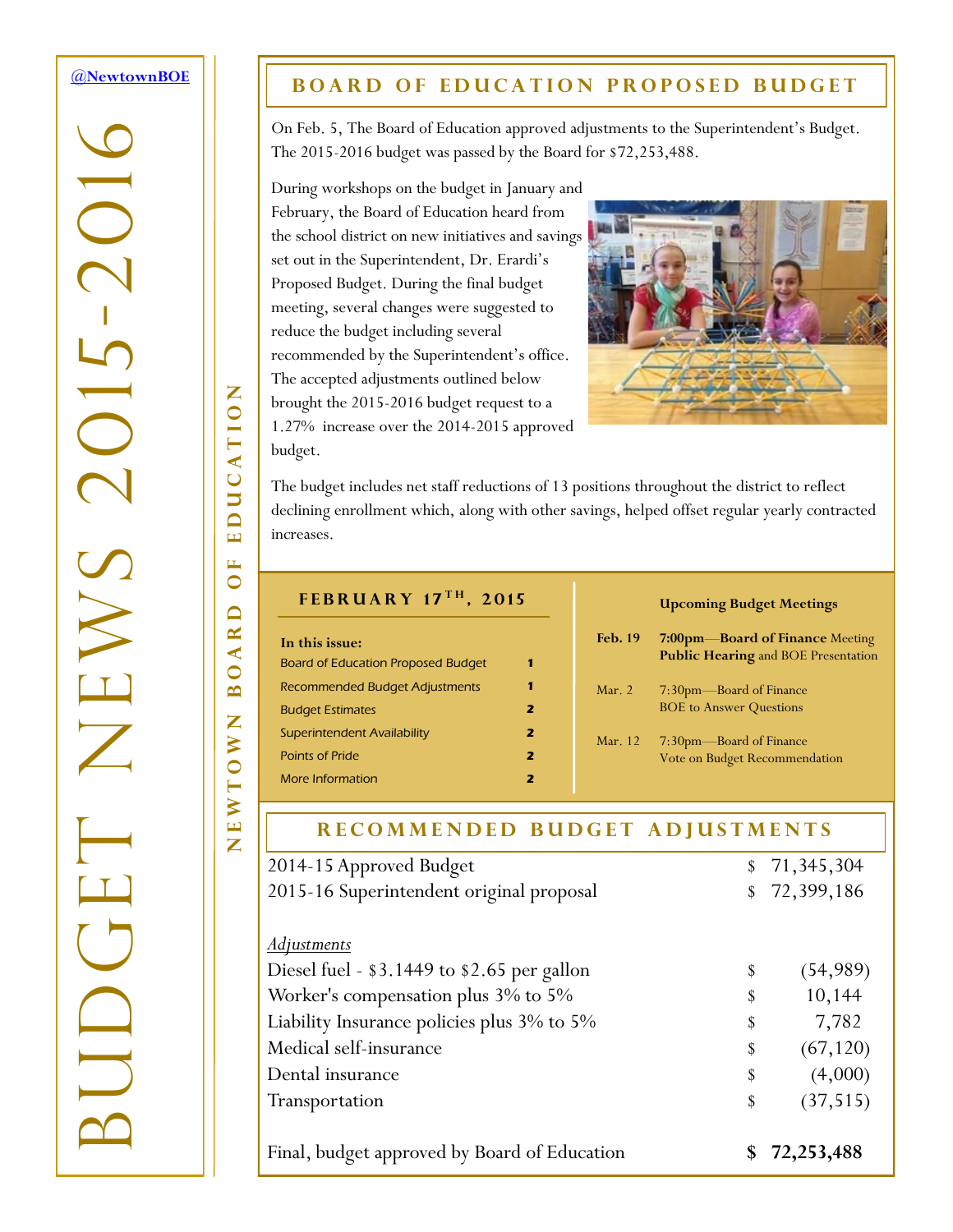# BUDGET NEWS 2015-2016

@NewtownBOE

NEWTOWN BOARD OF EDUCATION

## BOARD OF EDUCATION PROPOSED BUDGET

On Feb. 5, The Board of Education approved adjustments to the Superintendent's Budget. The 2015-2016 budget was passed by the Board for $72,253,488.

During workshops on the budget in January and February, the Board of Education heard from the school district on new initiatives and savings set out in the Superintendent, Dr. Erardi's Proposed Budget. During the final budget meeting, several changes were suggested to reduce the budget including several recommended by the Superintendent's office. The accepted adjustments outlined below brought the 2015-2016 budget request to a 1.27% increase over the 2014-2015 approved budget.

The budget includes net staff reductions of 13 positions throughout the district to reflect declining enrollment which, along with other savings, helped offset regular yearly contracted increases.

## FEBRUARY 17TH, 2015

**In this issue:**

| | |
|---|---|
| Board of Education Proposed Budget | 1 |
| Recommended Budget Adjustments | 1 |
| Budget Estimates | 2 |
| Superintendent Availability | 2 |
| Points of Pride | 2 |
| More Information | 2 |

**Upcoming Budget Meetings**

| | |
|---|---|
| **Feb. 19** | **7:00pm**—**Board of Finance** Meeting **Public Hearing** and BOE Presentation |
| Mar. 2 | 7:30pm—Board of Finance BOE to Answer Questions |
| Mar. 12 | 7:30pm—Board of Finance Vote on Budget Recommendation |

## RECOMMENDED BUDGET ADJUSTMENTS

| | | |
|---|---|---|
| 2014-15 Approved Budget | $ | 71,345,304 |
| 2015-16 Superintendent original proposal | $ | 72,399,186 |
| | | |
| *Adjustments* | | |
| Diesel fuel - $3.1449 to $2.65 per gallon | $ | (54,989) |
| Worker's compensation plus 3% to 5% | $ | 10,144 |
| Liability Insurance policies plus 3% to 5% | $ | 7,782 |
| Medical self-insurance | $ | (67,120) |
| Dental insurance | $ | (4,000) |
| Transportation | $ | (37,515) |
| | | |
| Final, budget approved by Board of Education | **$** | **72,253,488** |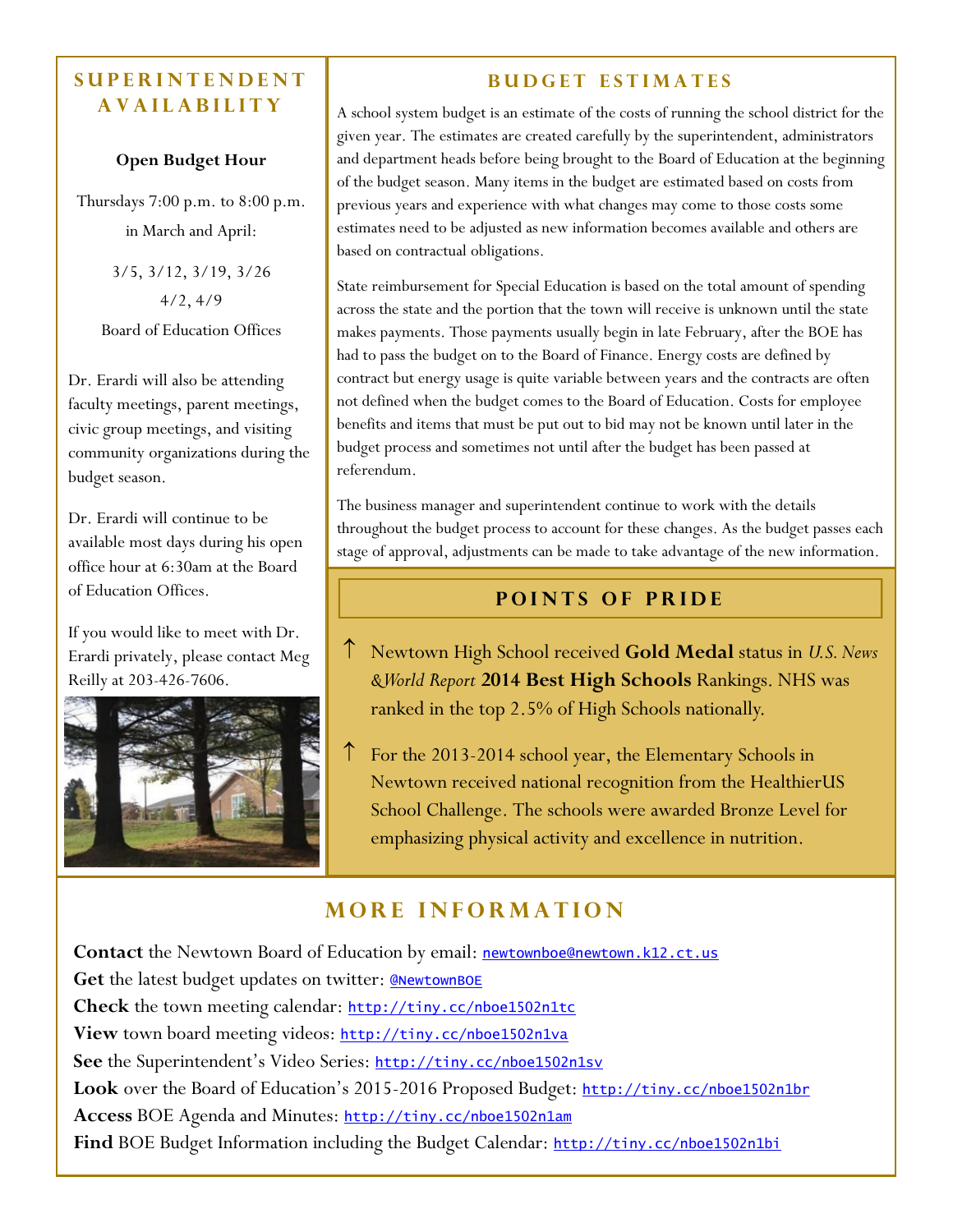## SUPERINTENDENT AVAILABILITY

**Open Budget Hour**

Thursdays 7:00 p.m. to 8:00 p.m. in March and April:

3/5, 3/12, 3/19, 3/26
4/2, 4/9

Board of Education Offices

Dr. Erardi will also be attending faculty meetings, parent meetings, civic group meetings, and visiting community organizations during the budget season.

Dr. Erardi will continue to be available most days during his open office hour at 6:30am at the Board of Education Offices.

If you would like to meet with Dr. Erardi privately, please contact Meg Reilly at 203-426-7606.

## BUDGET ESTIMATES

A school system budget is an estimate of the costs of running the school district for the given year. The estimates are created carefully by the superintendent, administrators and department heads before being brought to the Board of Education at the beginning of the budget season. Many items in the budget are estimated based on costs from previous years and experience with what changes may come to those costs some estimates need to be adjusted as new information becomes available and others are based on contractual obligations.

State reimbursement for Special Education is based on the total amount of spending across the state and the portion that the town will receive is unknown until the state makes payments. Those payments usually begin in late February, after the BOE has had to pass the budget on to the Board of Finance. Energy costs are defined by contract but energy usage is quite variable between years and the contracts are often not defined when the budget comes to the Board of Education. Costs for employee benefits and items that must be put out to bid may not be known until later in the budget process and sometimes not until after the budget has been passed at referendum.

The business manager and superintendent continue to work with the details throughout the budget process to account for these changes. As the budget passes each stage of approval, adjustments can be made to take advantage of the new information.

## POINTS OF PRIDE

- Newtown High School received **Gold Medal** status in *U.S. News &World Report* **2014 Best High Schools** Rankings. NHS was ranked in the top 2.5% of High Schools nationally.
- For the 2013-2014 school year, the Elementary Schools in Newtown received national recognition from the HealthierUS School Challenge. The schools were awarded Bronze Level for emphasizing physical activity and excellence in nutrition.

## MORE INFORMATION

**Contact** the Newtown Board of Education by email: newtownboe@newtown.k12.ct.us
**Get** the latest budget updates on twitter: @NewtownBOE
**Check** the town meeting calendar: http://tiny.cc/nboe1502n1tc
**View** town board meeting videos: http://tiny.cc/nboe1502n1va
**See** the Superintendent's Video Series: http://tiny.cc/nboe1502n1sv
**Look** over the Board of Education's 2015-2016 Proposed Budget: http://tiny.cc/nboe1502n1br
**Access** BOE Agenda and Minutes: http://tiny.cc/nboe1502n1am
**Find** BOE Budget Information including the Budget Calendar: http://tiny.cc/nboe1502n1bi